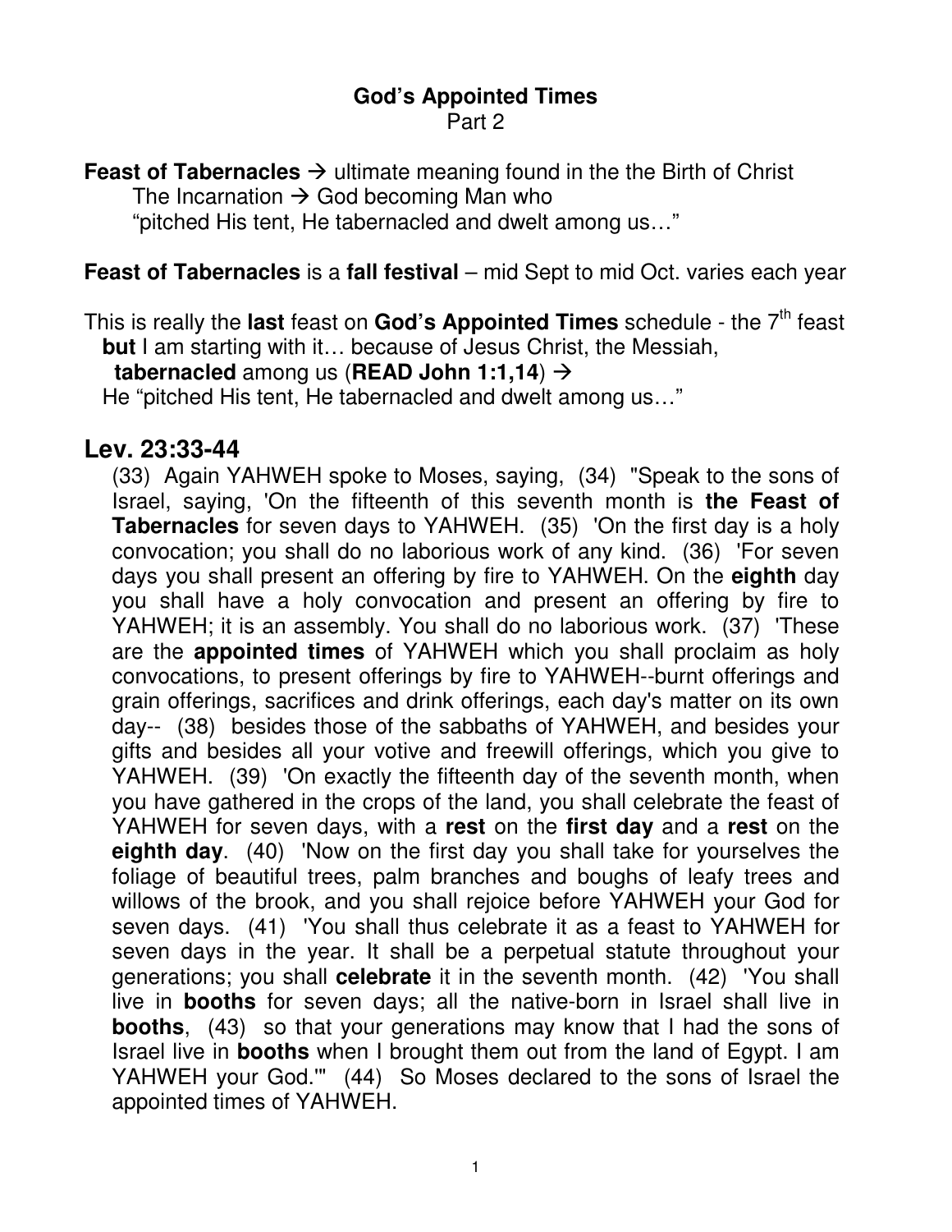# God's Appointed Times

Part 2

**Feast of Tabernacles** → ultimate meaning found in the the Birth of Christ
The Incarnation → God becoming Man who
"pitched His tent, He tabernacled and dwelt among us…"

**Feast of Tabernacles** is a **fall festival** – mid Sept to mid Oct. varies each year

This is really the **last** feast on **God's Appointed Times** schedule - the 7th feast
**but** I am starting with it… because of Jesus Christ, the Messiah,
**tabernacled** among us (**READ John 1:1,14**) →
He "pitched His tent, He tabernacled and dwelt among us…"

## Lev. 23:33-44

(33) Again YAHWEH spoke to Moses, saying, (34) "Speak to the sons of Israel, saying, 'On the fifteenth of this seventh month is **the Feast of Tabernacles** for seven days to YAHWEH. (35) 'On the first day is a holy convocation; you shall do no laborious work of any kind. (36) 'For seven days you shall present an offering by fire to YAHWEH. On the **eighth** day you shall have a holy convocation and present an offering by fire to YAHWEH; it is an assembly. You shall do no laborious work. (37) 'These are the **appointed times** of YAHWEH which you shall proclaim as holy convocations, to present offerings by fire to YAHWEH--burnt offerings and grain offerings, sacrifices and drink offerings, each day's matter on its own day-- (38) besides those of the sabbaths of YAHWEH, and besides your gifts and besides all your votive and freewill offerings, which you give to YAHWEH. (39) 'On exactly the fifteenth day of the seventh month, when you have gathered in the crops of the land, you shall celebrate the feast of YAHWEH for seven days, with a **rest** on the **first day** and a **rest** on the **eighth day**. (40) 'Now on the first day you shall take for yourselves the foliage of beautiful trees, palm branches and boughs of leafy trees and willows of the brook, and you shall rejoice before YAHWEH your God for seven days. (41) 'You shall thus celebrate it as a feast to YAHWEH for seven days in the year. It shall be a perpetual statute throughout your generations; you shall **celebrate** it in the seventh month. (42) 'You shall live in **booths** for seven days; all the native-born in Israel shall live in **booths**, (43) so that your generations may know that I had the sons of Israel live in **booths** when I brought them out from the land of Egypt. I am YAHWEH your God.'" (44) So Moses declared to the sons of Israel the appointed times of YAHWEH.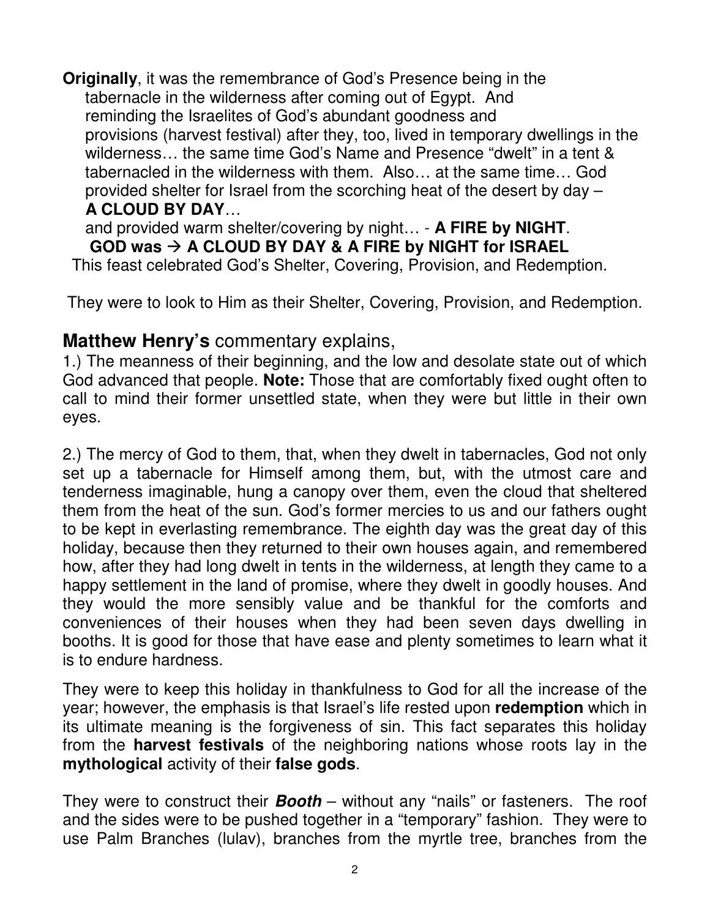**Originally**, it was the remembrance of God's Presence being in the tabernacle in the wilderness after coming out of Egypt. And reminding the Israelites of God's abundant goodness and provisions (harvest festival) after they, too, lived in temporary dwellings in the wilderness… the same time God's Name and Presence "dwelt" in a tent & tabernacled in the wilderness with them. Also… at the same time… God provided shelter for Israel from the scorching heat of the desert by day – **A CLOUD BY DAY**…

and provided warm shelter/covering by night… - **A FIRE by NIGHT**.

**GOD was → A CLOUD BY DAY & A FIRE by NIGHT for ISRAEL**

This feast celebrated God's Shelter, Covering, Provision, and Redemption.

They were to look to Him as their Shelter, Covering, Provision, and Redemption.

## **Matthew Henry's** commentary explains,

1.) The meanness of their beginning, and the low and desolate state out of which God advanced that people. **Note:** Those that are comfortably fixed ought often to call to mind their former unsettled state, when they were but little in their own eyes.

2.) The mercy of God to them, that, when they dwelt in tabernacles, God not only set up a tabernacle for Himself among them, but, with the utmost care and tenderness imaginable, hung a canopy over them, even the cloud that sheltered them from the heat of the sun. God's former mercies to us and our fathers ought to be kept in everlasting remembrance. The eighth day was the great day of this holiday, because then they returned to their own houses again, and remembered how, after they had long dwelt in tents in the wilderness, at length they came to a happy settlement in the land of promise, where they dwelt in goodly houses. And they would the more sensibly value and be thankful for the comforts and conveniences of their houses when they had been seven days dwelling in booths. It is good for those that have ease and plenty sometimes to learn what it is to endure hardness.

They were to keep this holiday in thankfulness to God for all the increase of the year; however, the emphasis is that Israel's life rested upon **redemption** which in its ultimate meaning is the forgiveness of sin. This fact separates this holiday from the **harvest festivals** of the neighboring nations whose roots lay in the **mythological** activity of their **false gods**.

They were to construct their ***Booth*** – without any "nails" or fasteners. The roof and the sides were to be pushed together in a "temporary" fashion. They were to use Palm Branches (lulav), branches from the myrtle tree, branches from the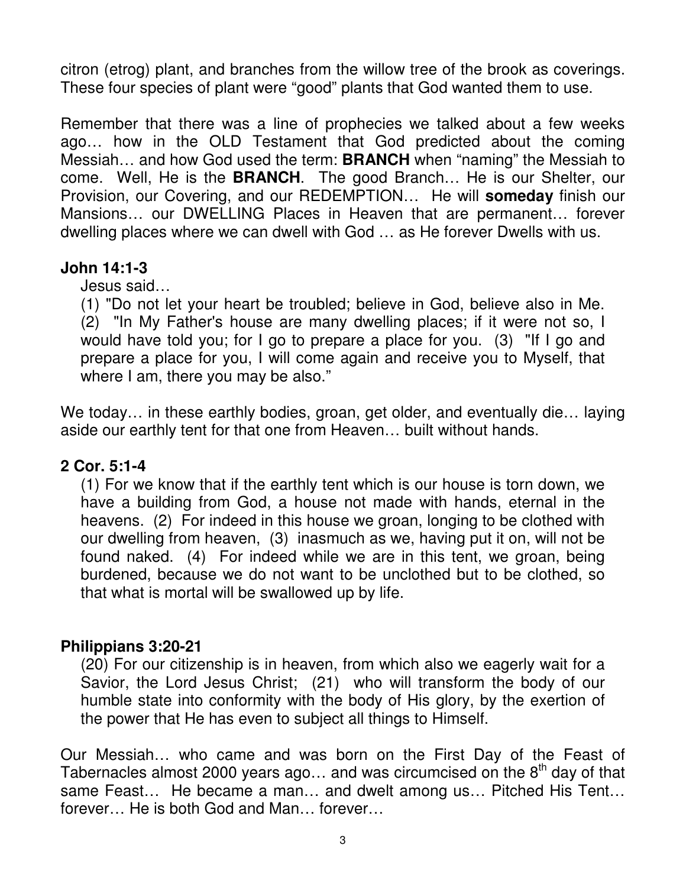citron (etrog) plant, and branches from the willow tree of the brook as coverings. These four species of plant were "good" plants that God wanted them to use.

Remember that there was a line of prophecies we talked about a few weeks ago… how in the OLD Testament that God predicted about the coming Messiah… and how God used the term: **BRANCH** when "naming" the Messiah to come. Well, He is the **BRANCH**. The good Branch… He is our Shelter, our Provision, our Covering, and our REDEMPTION… He will **someday** finish our Mansions… our DWELLING Places in Heaven that are permanent… forever dwelling places where we can dwell with God … as He forever Dwells with us.

**John 14:1-3**

Jesus said…

(1) "Do not let your heart be troubled; believe in God, believe also in Me. (2) "In My Father's house are many dwelling places; if it were not so, I would have told you; for I go to prepare a place for you. (3) "If I go and prepare a place for you, I will come again and receive you to Myself, that where I am, there you may be also."

We today… in these earthly bodies, groan, get older, and eventually die… laying aside our earthly tent for that one from Heaven… built without hands.

**2 Cor. 5:1-4**

(1) For we know that if the earthly tent which is our house is torn down, we have a building from God, a house not made with hands, eternal in the heavens. (2) For indeed in this house we groan, longing to be clothed with our dwelling from heaven, (3) inasmuch as we, having put it on, will not be found naked. (4) For indeed while we are in this tent, we groan, being burdened, because we do not want to be unclothed but to be clothed, so that what is mortal will be swallowed up by life.

**Philippians 3:20-21**

(20) For our citizenship is in heaven, from which also we eagerly wait for a Savior, the Lord Jesus Christ; (21) who will transform the body of our humble state into conformity with the body of His glory, by the exertion of the power that He has even to subject all things to Himself.

Our Messiah… who came and was born on the First Day of the Feast of Tabernacles almost 2000 years ago… and was circumcised on the 8th day of that same Feast… He became a man… and dwelt among us… Pitched His Tent… forever… He is both God and Man… forever…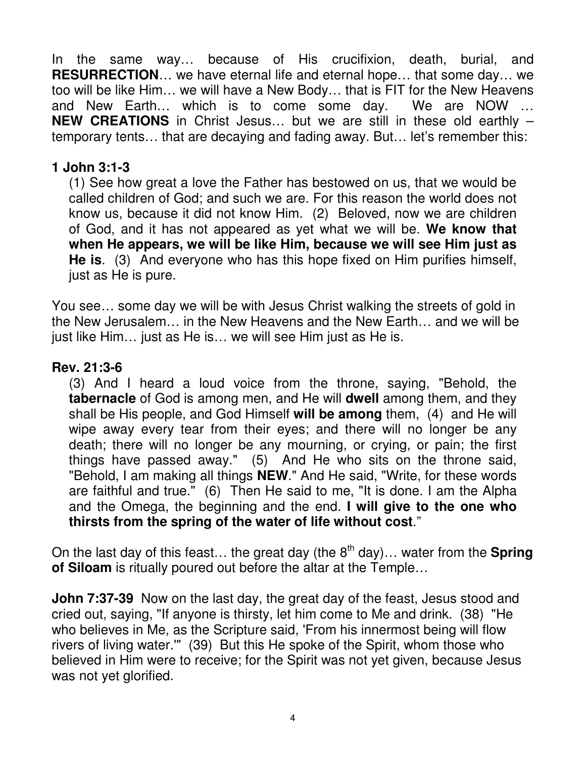In the same way… because of His crucifixion, death, burial, and **RESURRECTION**… we have eternal life and eternal hope… that some day… we too will be like Him… we will have a New Body… that is FIT for the New Heavens and New Earth… which is to come some day. We are NOW … **NEW CREATIONS** in Christ Jesus… but we are still in these old earthly – temporary tents… that are decaying and fading away. But… let's remember this:

**1 John 3:1-3**

(1) See how great a love the Father has bestowed on us, that we would be called children of God; and such we are. For this reason the world does not know us, because it did not know Him. (2) Beloved, now we are children of God, and it has not appeared as yet what we will be. **We know that when He appears, we will be like Him, because we will see Him just as He is**. (3) And everyone who has this hope fixed on Him purifies himself, just as He is pure.

You see… some day we will be with Jesus Christ walking the streets of gold in the New Jerusalem… in the New Heavens and the New Earth… and we will be just like Him… just as He is… we will see Him just as He is.

**Rev. 21:3-6**

(3) And I heard a loud voice from the throne, saying, "Behold, the **tabernacle** of God is among men, and He will **dwell** among them, and they shall be His people, and God Himself **will be among** them, (4) and He will wipe away every tear from their eyes; and there will no longer be any death; there will no longer be any mourning, or crying, or pain; the first things have passed away." (5) And He who sits on the throne said, "Behold, I am making all things **NEW**." And He said, "Write, for these words are faithful and true." (6) Then He said to me, "It is done. I am the Alpha and the Omega, the beginning and the end. **I will give to the one who thirsts from the spring of the water of life without cost**."

On the last day of this feast… the great day (the 8th day)… water from the **Spring of Siloam** is ritually poured out before the altar at the Temple…

**John 7:37-39** Now on the last day, the great day of the feast, Jesus stood and cried out, saying, "If anyone is thirsty, let him come to Me and drink. (38) "He who believes in Me, as the Scripture said, 'From his innermost being will flow rivers of living water.'" (39) But this He spoke of the Spirit, whom those who believed in Him were to receive; for the Spirit was not yet given, because Jesus was not yet glorified.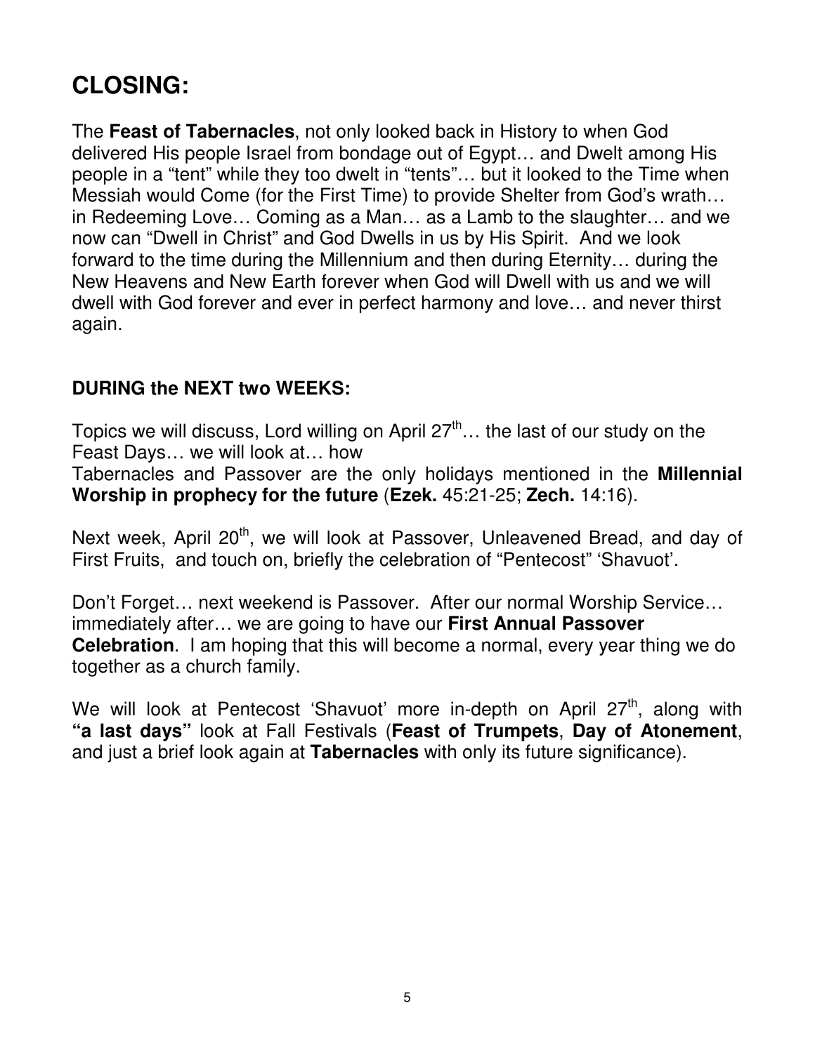## CLOSING:

The **Feast of Tabernacles**, not only looked back in History to when God delivered His people Israel from bondage out of Egypt… and Dwelt among His people in a "tent" while they too dwelt in "tents"… but it looked to the Time when Messiah would Come (for the First Time) to provide Shelter from God's wrath… in Redeeming Love… Coming as a Man… as a Lamb to the slaughter… and we now can "Dwell in Christ" and God Dwells in us by His Spirit. And we look forward to the time during the Millennium and then during Eternity… during the New Heavens and New Earth forever when God will Dwell with us and we will dwell with God forever and ever in perfect harmony and love… and never thirst again.

### DURING the NEXT two WEEKS:

Topics we will discuss, Lord willing on April 27th… the last of our study on the Feast Days… we will look at… how
Tabernacles and Passover are the only holidays mentioned in the **Millennial Worship in prophecy for the future** (**Ezek.** 45:21-25; **Zech.** 14:16).

Next week, April 20th, we will look at Passover, Unleavened Bread, and day of First Fruits, and touch on, briefly the celebration of "Pentecost" 'Shavuot'.

Don't Forget… next weekend is Passover. After our normal Worship Service… immediately after… we are going to have our **First Annual Passover Celebration**. I am hoping that this will become a normal, every year thing we do together as a church family.

We will look at Pentecost 'Shavuot' more in-depth on April 27th, along with **"a last days"** look at Fall Festivals (**Feast of Trumpets**, **Day of Atonement**, and just a brief look again at **Tabernacles** with only its future significance).